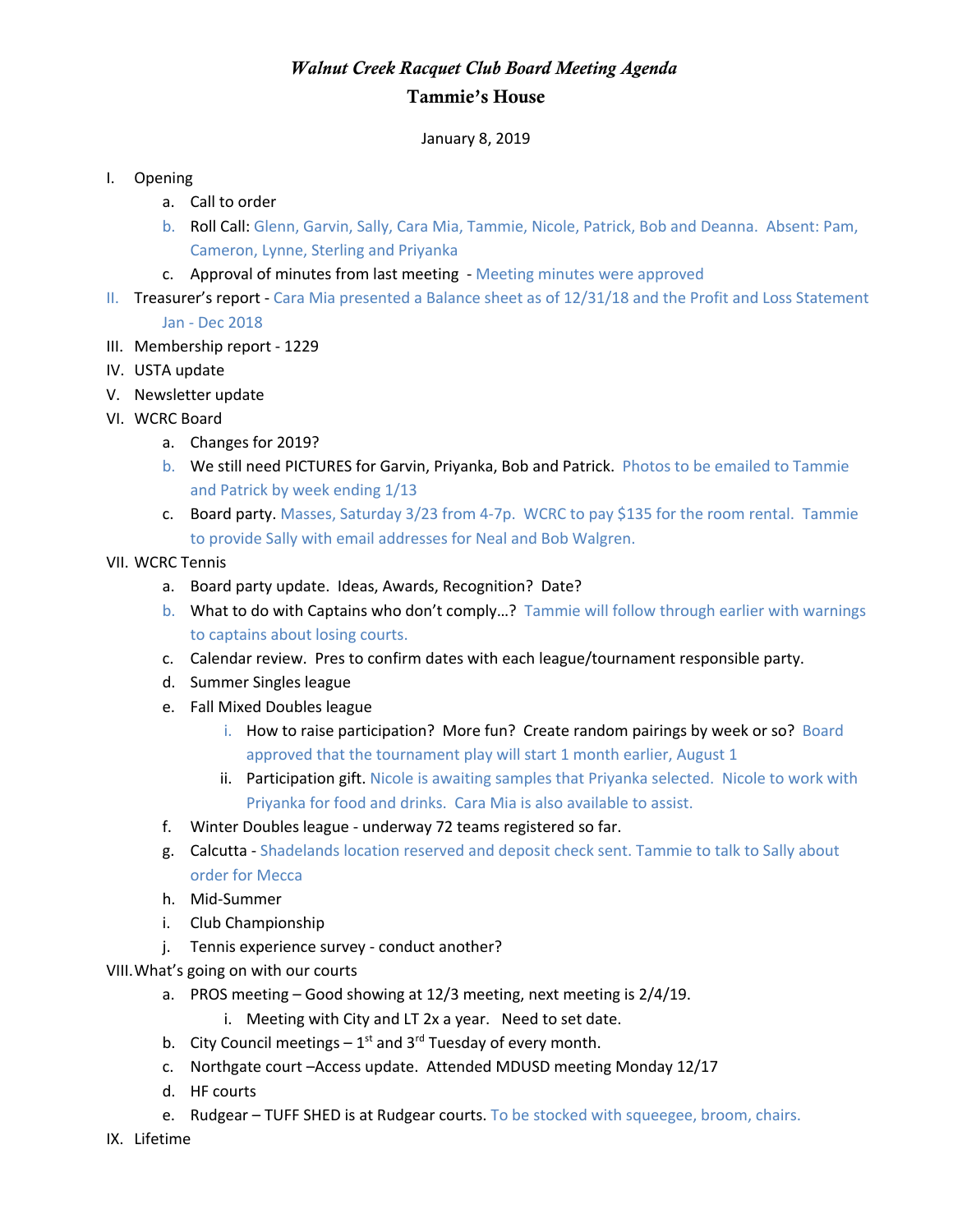# *Walnut Creek Racquet Club Board Meeting Agenda*

## Tammie's House

January 8, 2019

I. Opening
   a. Call to order
   b. Roll Call: Glenn, Garvin, Sally, Cara Mia, Tammie, Nicole, Patrick, Bob and Deanna. Absent: Pam, Cameron, Lynne, Sterling and Priyanka
   c. Approval of minutes from last meeting - Meeting minutes were approved

II. Treasurer's report - Cara Mia presented a Balance sheet as of 12/31/18 and the Profit and Loss Statement Jan - Dec 2018

III. Membership report - 1229

IV. USTA update

V. Newsletter update

VI. WCRC Board
   a. Changes for 2019?
   b. We still need PICTURES for Garvin, Priyanka, Bob and Patrick. Photos to be emailed to Tammie and Patrick by week ending 1/13
   c. Board party. Masses, Saturday 3/23 from 4-7p. WCRC to pay $135 for the room rental. Tammie to provide Sally with email addresses for Neal and Bob Walgren.

VII. WCRC Tennis
   a. Board party update. Ideas, Awards, Recognition? Date?
   b. What to do with Captains who don't comply…? Tammie will follow through earlier with warnings to captains about losing courts.
   c. Calendar review. Pres to confirm dates with each league/tournament responsible party.
   d. Summer Singles league
   e. Fall Mixed Doubles league
      i. How to raise participation? More fun? Create random pairings by week or so? Board approved that the tournament play will start 1 month earlier, August 1
      ii. Participation gift. Nicole is awaiting samples that Priyanka selected. Nicole to work with Priyanka for food and drinks. Cara Mia is also available to assist.
   f. Winter Doubles league - underway 72 teams registered so far.
   g. Calcutta - Shadelands location reserved and deposit check sent. Tammie to talk to Sally about order for Mecca
   h. Mid-Summer
   i. Club Championship
   j. Tennis experience survey - conduct another?

VIII. What's going on with our courts
   a. PROS meeting – Good showing at 12/3 meeting, next meeting is 2/4/19.
      i. Meeting with City and LT 2x a year. Need to set date.
   b. City Council meetings – 1st and 3rd Tuesday of every month.
   c. Northgate court –Access update. Attended MDUSD meeting Monday 12/17
   d. HF courts
   e. Rudgear – TUFF SHED is at Rudgear courts. To be stocked with squeegee, broom, chairs.

IX. Lifetime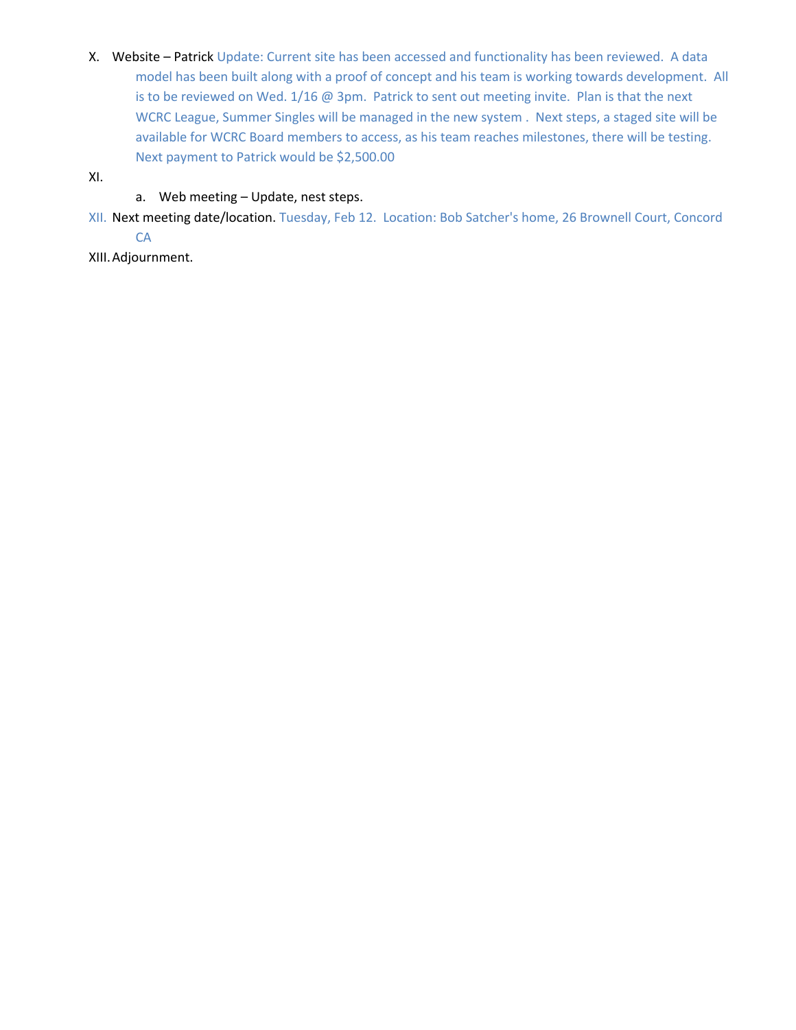X. Website – Patrick Update: Current site has been accessed and functionality has been reviewed. A data model has been built along with a proof of concept and his team is working towards development. All is to be reviewed on Wed. 1/16 @ 3pm. Patrick to sent out meeting invite. Plan is that the next WCRC League, Summer Singles will be managed in the new system . Next steps, a staged site will be available for WCRC Board members to access, as his team reaches milestones, there will be testing. Next payment to Patrick would be $2,500.00

XI.

   a. Web meeting – Update, nest steps.

XII. Next meeting date/location. Tuesday, Feb 12. Location: Bob Satcher's home, 26 Brownell Court, Concord CA

XIII. Adjournment.